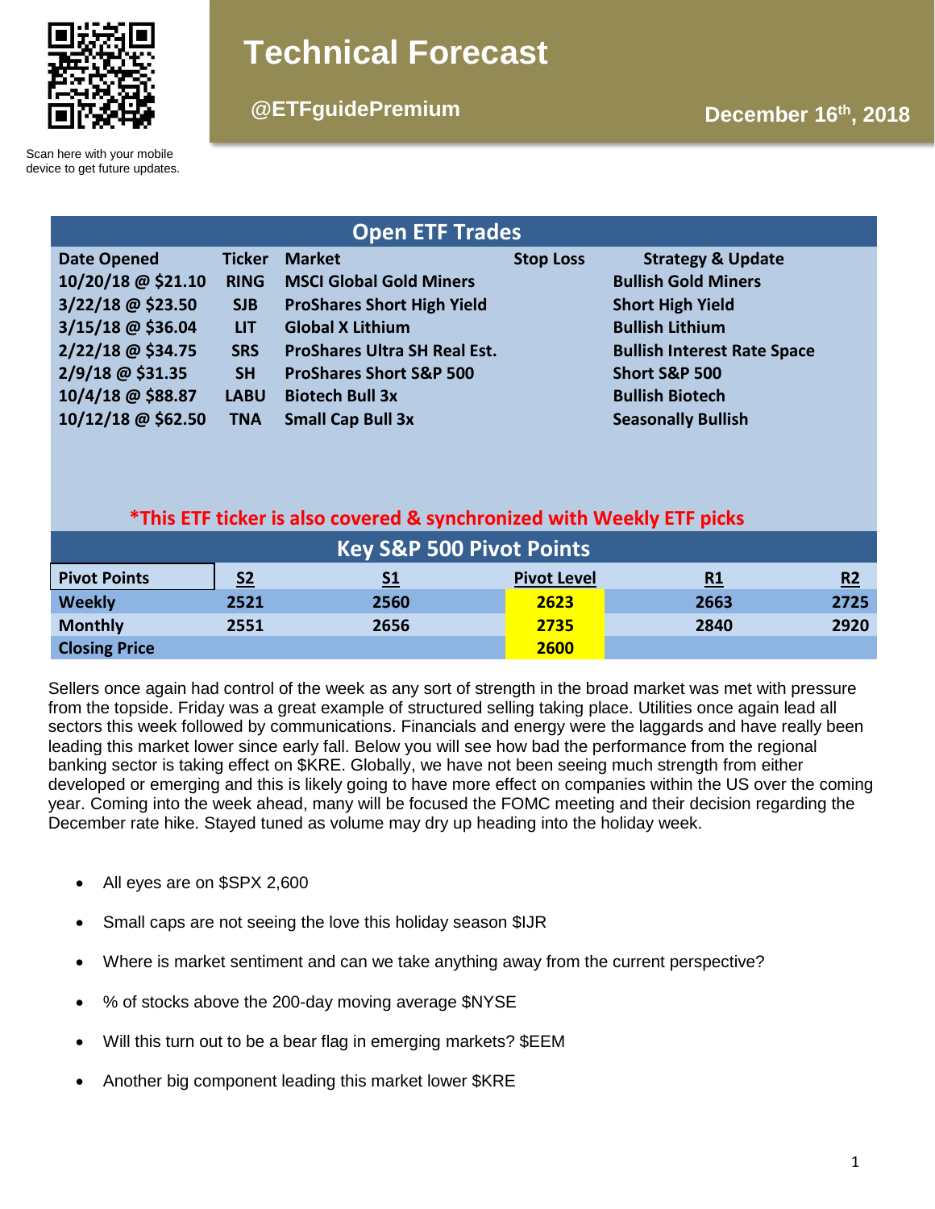# Technical Forecast

**@ETFguidePremium**

**December 16th, 2018**

Scan here with your mobile device to get future updates.

## Open ETF Trades

| Date Opened | Ticker | Market | Stop Loss | Strategy & Update |
|---|---|---|---|---|
| 10/20/18 @ $21.10 | RING | MSCI Global Gold Miners | | Bullish Gold Miners |
| 3/22/18 @ $23.50 | SJB | ProShares Short High Yield | | Short High Yield |
| 3/15/18 @ $36.04 | LIT | Global X Lithium | | Bullish Lithium |
| 2/22/18 @ $34.75 | SRS | ProShares Ultra SH Real Est. | | Bullish Interest Rate Space |
| 2/9/18 @ $31.35 | SH | ProShares Short S&P 500 | | Short S&P 500 |
| 10/4/18 @ $88.87 | LABU | Biotech Bull 3x | | Bullish Biotech |
| 10/12/18 @ $62.50 | TNA | Small Cap Bull 3x | | Seasonally Bullish |

*This ETF ticker is also covered & synchronized with Weekly ETF picks

## Key S&P 500 Pivot Points

| Pivot Points | S2 | S1 | Pivot Level | R1 | R2 |
|---|---|---|---|---|---|
| Weekly | 2521 | 2560 | 2623 | 2663 | 2725 |
| Monthly | 2551 | 2656 | 2735 | 2840 | 2920 |
| Closing Price | | | 2600 | | |

Sellers once again had control of the week as any sort of strength in the broad market was met with pressure from the topside. Friday was a great example of structured selling taking place. Utilities once again lead all sectors this week followed by communications. Financials and energy were the laggards and have really been leading this market lower since early fall. Below you will see how bad the performance from the regional banking sector is taking effect on $KRE. Globally, we have not been seeing much strength from either developed or emerging and this is likely going to have more effect on companies within the US over the coming year. Coming into the week ahead, many will be focused the FOMC meeting and their decision regarding the December rate hike. Stayed tuned as volume may dry up heading into the holiday week.

- All eyes are on $SPX 2,600
- Small caps are not seeing the love this holiday season $IJR
- Where is market sentiment and can we take anything away from the current perspective?
- % of stocks above the 200-day moving average $NYSE
- Will this turn out to be a bear flag in emerging markets? $EEM
- Another big component leading this market lower $KRE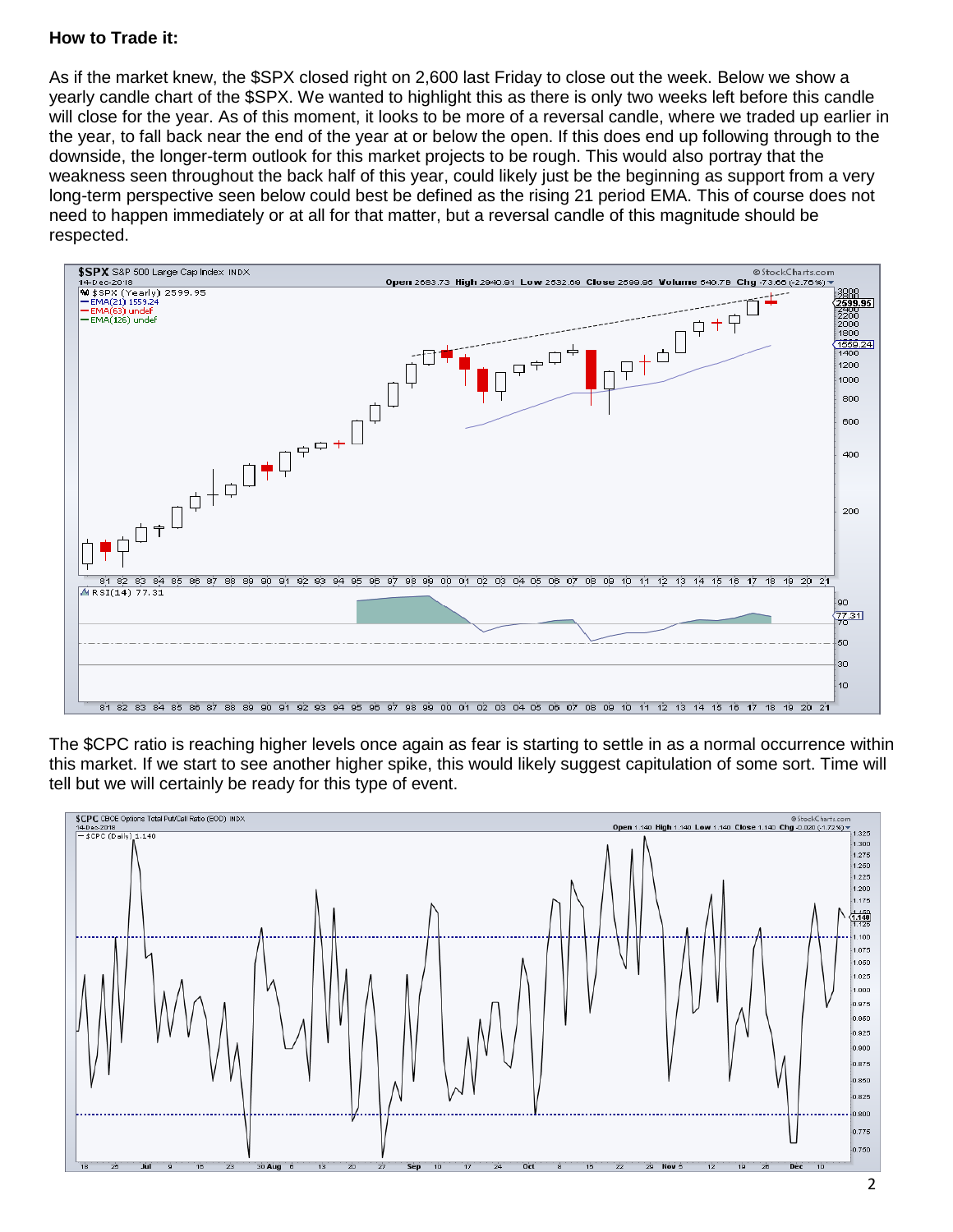**How to Trade it:**

As if the market knew, the $SPX closed right on 2,600 last Friday to close out the week. Below we show a yearly candle chart of the $SPX. We wanted to highlight this as there is only two weeks left before this candle will close for the year. As of this moment, it looks to be more of a reversal candle, where we traded up earlier in the year, to fall back near the end of the year at or below the open. If this does end up following through to the downside, the longer-term outlook for this market projects to be rough. This would also portray that the weakness seen throughout the back half of this year, could likely just be the beginning as support from a very long-term perspective seen below could best be defined as the rising 21 period EMA. This of course does not need to happen immediately or at all for that matter, but a reversal candle of this magnitude should be respected.

The $CPC ratio is reaching higher levels once again as fear is starting to settle in as a normal occurrence within this market. If we start to see another higher spike, this would likely suggest capitulation of some sort. Time will tell but we will certainly be ready for this type of event.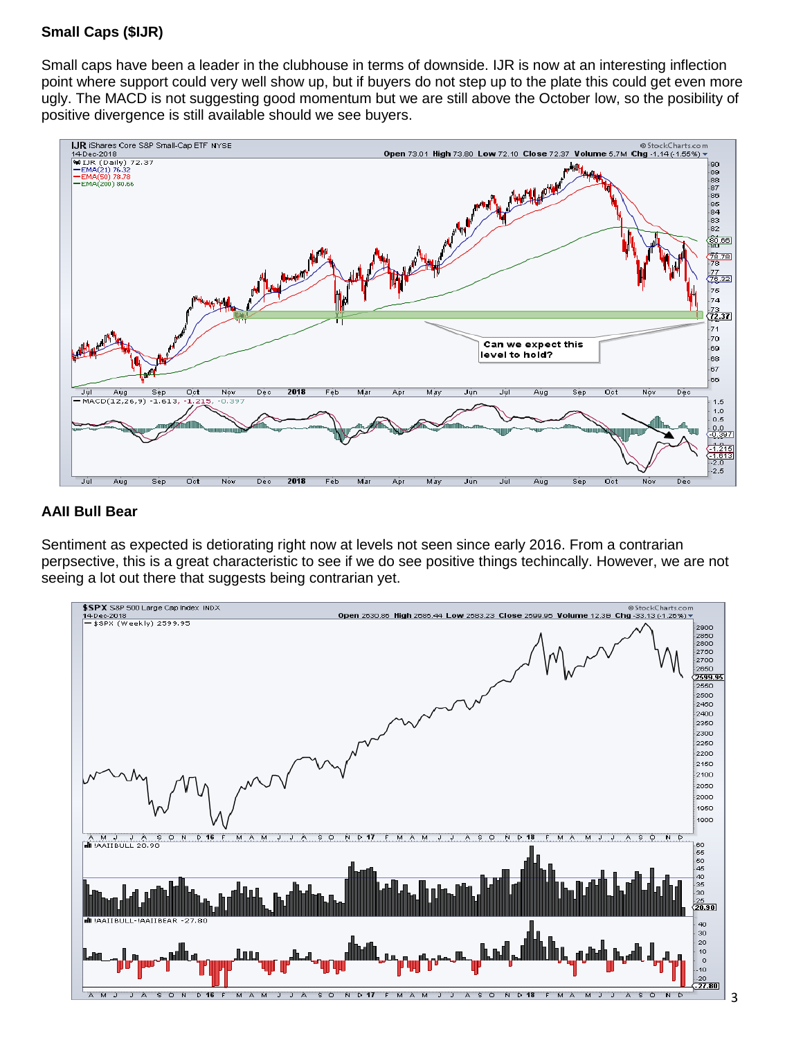**Small Caps ($IJR)**

Small caps have been a leader in the clubhouse in terms of downside. IJR is now at an interesting inflection point where support could very well show up, but if buyers do not step up to the plate this could get even more ugly. The MACD is not suggesting good momentum but we are still above the October low, so the posibility of positive divergence is still available should we see buyers.

**AAII Bull Bear**

Sentiment as expected is detiorating right now at levels not seen since early 2016. From a contrarian perpsective, this is a great characteristic to see if we do see positive things techincally. However, we are not seeing a lot out there that suggests being contrarian yet.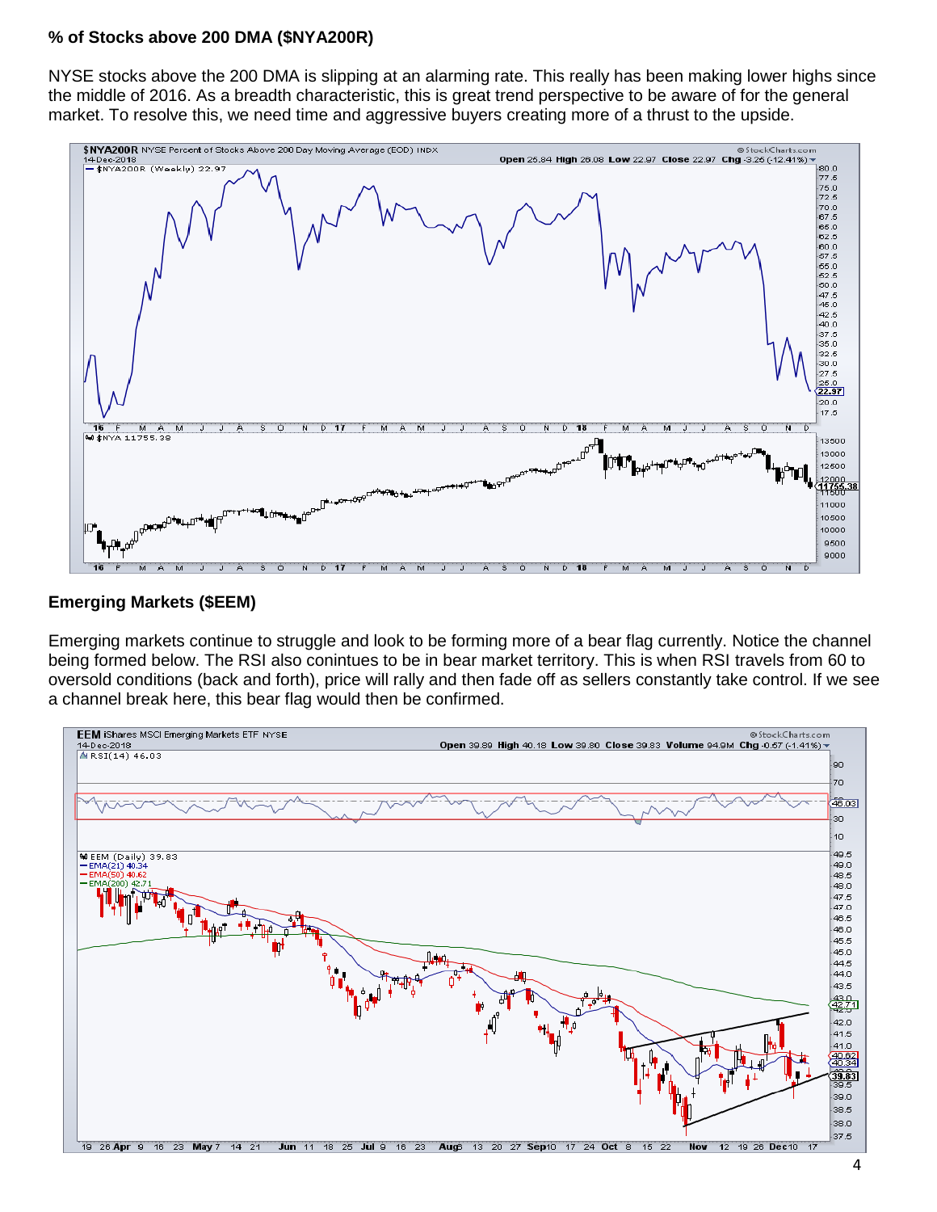**% of Stocks above 200 DMA ($NYA200R)**

NYSE stocks above the 200 DMA is slipping at an alarming rate. This really has been making lower highs since the middle of 2016. As a breadth characteristic, this is great trend perspective to be aware of for the general market. To resolve this, we need time and aggressive buyers creating more of a thrust to the upside.

**Emerging Markets ($EEM)**

Emerging markets continue to struggle and look to be forming more of a bear flag currently. Notice the channel being formed below. The RSI also conintues to be in bear market territory. This is when RSI travels from 60 to oversold conditions (back and forth), price will rally and then fade off as sellers constantly take control. If we see a channel break here, this bear flag would then be confirmed.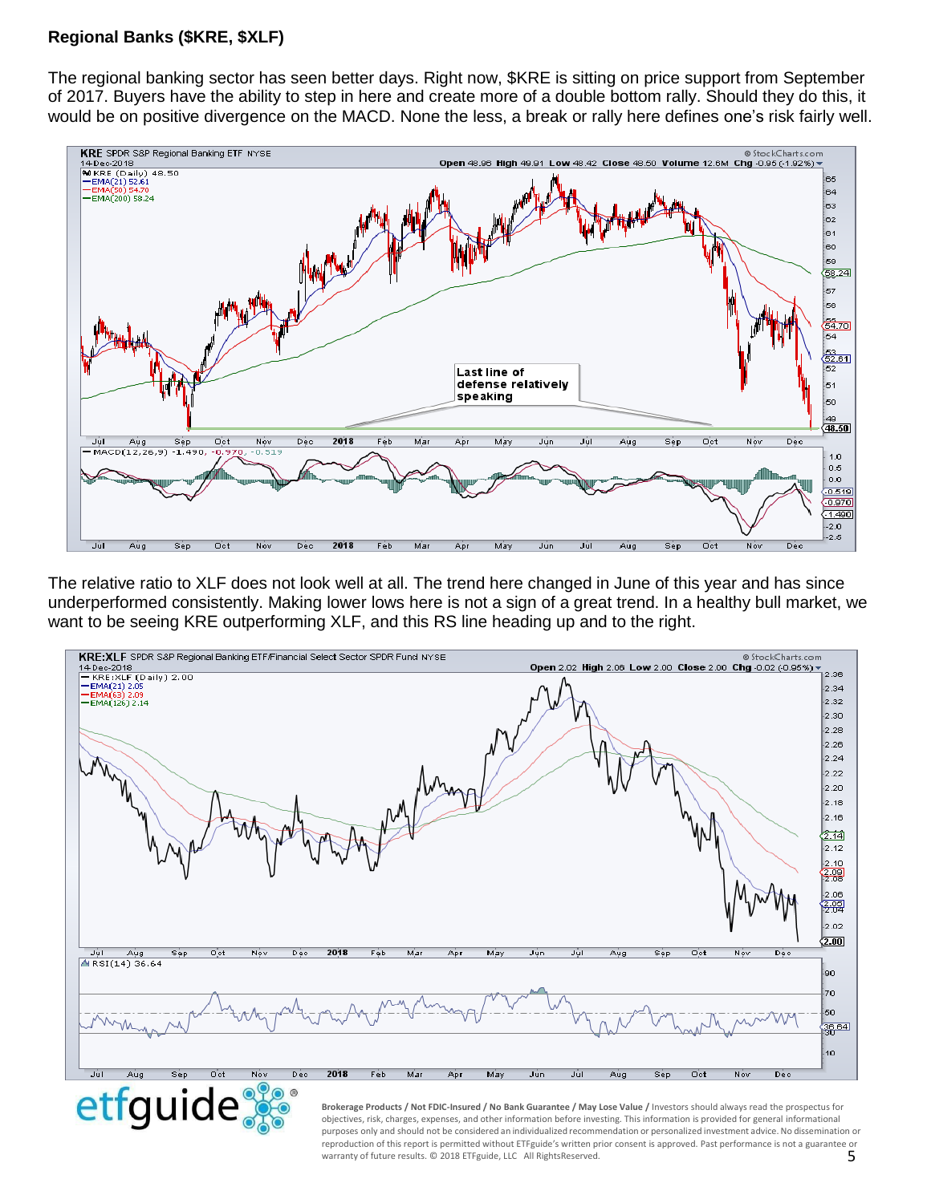## Regional Banks ($KRE, $XLF)

The regional banking sector has seen better days. Right now, $KRE is sitting on price support from September of 2017. Buyers have the ability to step in here and create more of a double bottom rally. Should they do this, it would be on positive divergence on the MACD. None the less, a break or rally here defines one's risk fairly well.

KRE SPDR S&P Regional Banking ETF NYSE
14-Dec-2018
Open 48.96 High 49.91 Low 48.42 Close 48.50 Volume 12.6M Chg -0.95 (-1.92%)
KRE (Daily) 48.50
EMA(21) 52.61
EMA(50) 54.70
EMA(200) 58.24
Last line of defense relatively speaking
MACD(12,26,9) -1.490, -0.970, -0.519

The relative ratio to XLF does not look well at all. The trend here changed in June of this year and has since underperformed consistently. Making lower lows here is not a sign of a great trend. In a healthy bull market, we want to be seeing KRE outperforming XLF, and this RS line heading up and to the right.

KRE:XLF SPDR S&P Regional Banking ETF/Financial Select Sector SPDR Fund NYSE
14-Dec-2018
Open 2.02 High 2.06 Low 2.00 Close 2.00 Chg -0.02 (-0.95%)
KRE:XLF (Daily) 2.00
EMA(21) 2.05
EMA(63) 2.09
EMA(126) 2.14
RSI(14) 36.64

**Brokerage Products / Not FDIC-Insured / No Bank Guarantee / May Lose Value /** Investors should always read the prospectus for objectives, risk, charges, expenses, and other information before investing. This information is provided for general informational purposes only and should not be considered an individualized recommendation or personalized investment advice. No dissemination or reproduction of this report is permitted without ETFguide's written prior consent is approved. Past performance is not a guarantee or warranty of future results. © 2018 ETFguide, LLC All RightsReserved.